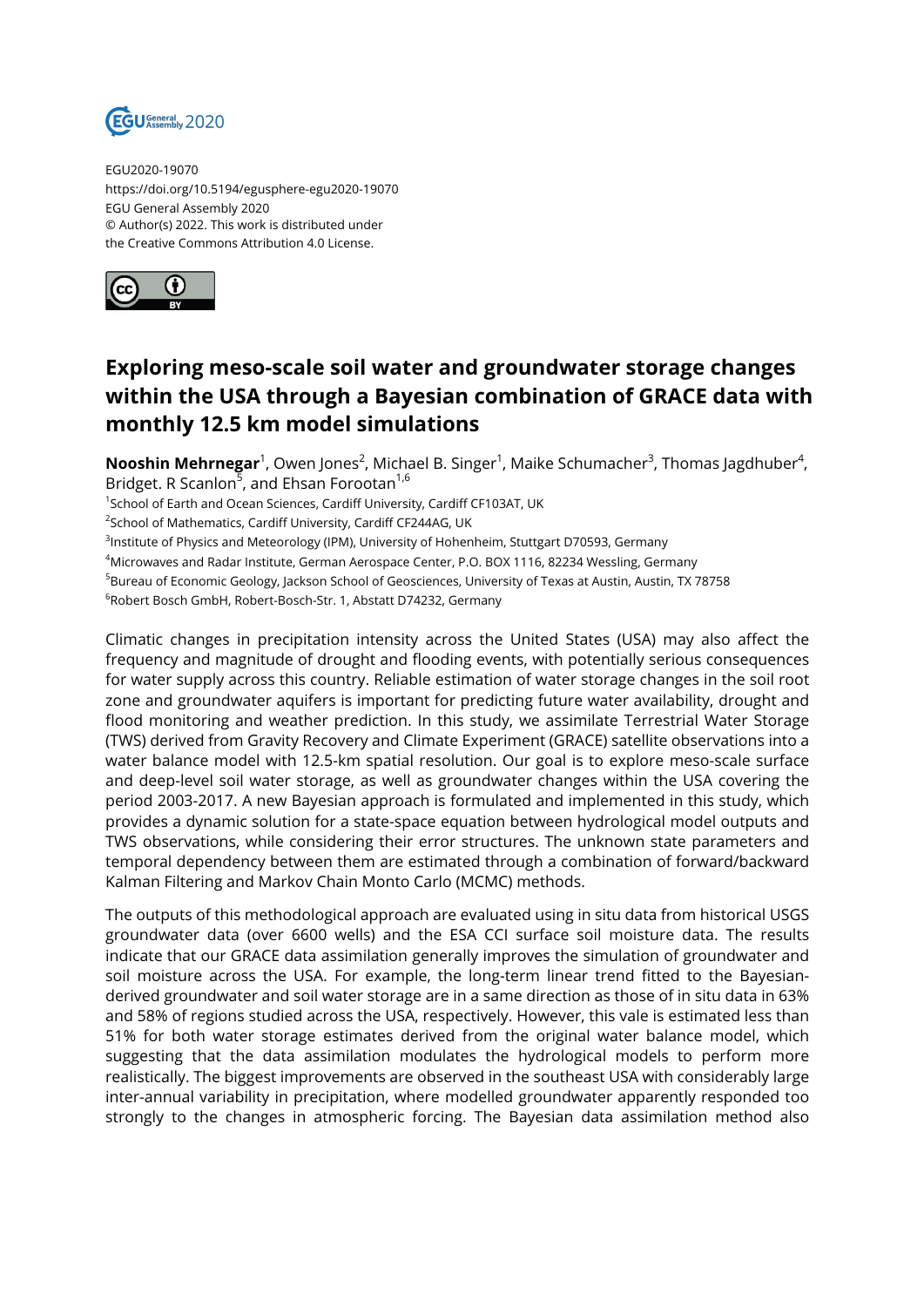EGU2020-19070
https://doi.org/10.5194/egusphere-egu2020-19070
EGU General Assembly 2020
© Author(s) 2022. This work is distributed under
the Creative Commons Attribution 4.0 License.

# Exploring meso-scale soil water and groundwater storage changes within the USA through a Bayesian combination of GRACE data with monthly 12.5 km model simulations

**Nooshin Mehrnegar**[1], Owen Jones[2], Michael B. Singer[1], Maike Schumacher[3], Thomas Jagdhuber[4], Bridget. R Scanlon[5], and Ehsan Forootan[1,6]

[1]School of Earth and Ocean Sciences, Cardiff University, Cardiff CF103AT, UK
[2]School of Mathematics, Cardiff University, Cardiff CF244AG, UK
[3]Institute of Physics and Meteorology (IPM), University of Hohenheim, Stuttgart D70593, Germany
[4]Microwaves and Radar Institute, German Aerospace Center, P.O. BOX 1116, 82234 Wessling, Germany
[5]Bureau of Economic Geology, Jackson School of Geosciences, University of Texas at Austin, Austin, TX 78758
[6]Robert Bosch GmbH, Robert-Bosch-Str. 1, Abstatt D74232, Germany

Climatic changes in precipitation intensity across the United States (USA) may also affect the frequency and magnitude of drought and flooding events, with potentially serious consequences for water supply across this country. Reliable estimation of water storage changes in the soil root zone and groundwater aquifers is important for predicting future water availability, drought and flood monitoring and weather prediction. In this study, we assimilate Terrestrial Water Storage (TWS) derived from Gravity Recovery and Climate Experiment (GRACE) satellite observations into a water balance model with 12.5-km spatial resolution. Our goal is to explore meso-scale surface and deep-level soil water storage, as well as groundwater changes within the USA covering the period 2003-2017. A new Bayesian approach is formulated and implemented in this study, which provides a dynamic solution for a state-space equation between hydrological model outputs and TWS observations, while considering their error structures. The unknown state parameters and temporal dependency between them are estimated through a combination of forward/backward Kalman Filtering and Markov Chain Monto Carlo (MCMC) methods.

The outputs of this methodological approach are evaluated using in situ data from historical USGS groundwater data (over 6600 wells) and the ESA CCI surface soil moisture data. The results indicate that our GRACE data assimilation generally improves the simulation of groundwater and soil moisture across the USA. For example, the long-term linear trend fitted to the Bayesian-derived groundwater and soil water storage are in a same direction as those of in situ data in 63% and 58% of regions studied across the USA, respectively. However, this vale is estimated less than 51% for both water storage estimates derived from the original water balance model, which suggesting that the data assimilation modulates the hydrological models to perform more realistically. The biggest improvements are observed in the southeast USA with considerably large inter-annual variability in precipitation, where modelled groundwater apparently responded too strongly to the changes in atmospheric forcing. The Bayesian data assimilation method also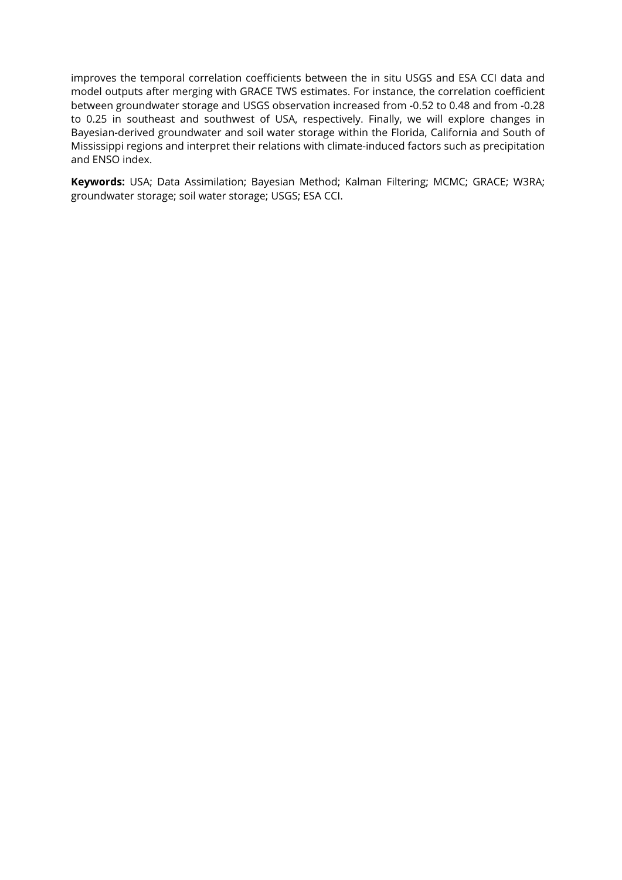improves the temporal correlation coefficients between the in situ USGS and ESA CCI data and model outputs after merging with GRACE TWS estimates. For instance, the correlation coefficient between groundwater storage and USGS observation increased from -0.52 to 0.48 and from -0.28 to 0.25 in southeast and southwest of USA, respectively. Finally, we will explore changes in Bayesian-derived groundwater and soil water storage within the Florida, California and South of Mississippi regions and interpret their relations with climate-induced factors such as precipitation and ENSO index.

**Keywords:** USA; Data Assimilation; Bayesian Method; Kalman Filtering; MCMC; GRACE; W3RA; groundwater storage; soil water storage; USGS; ESA CCI.